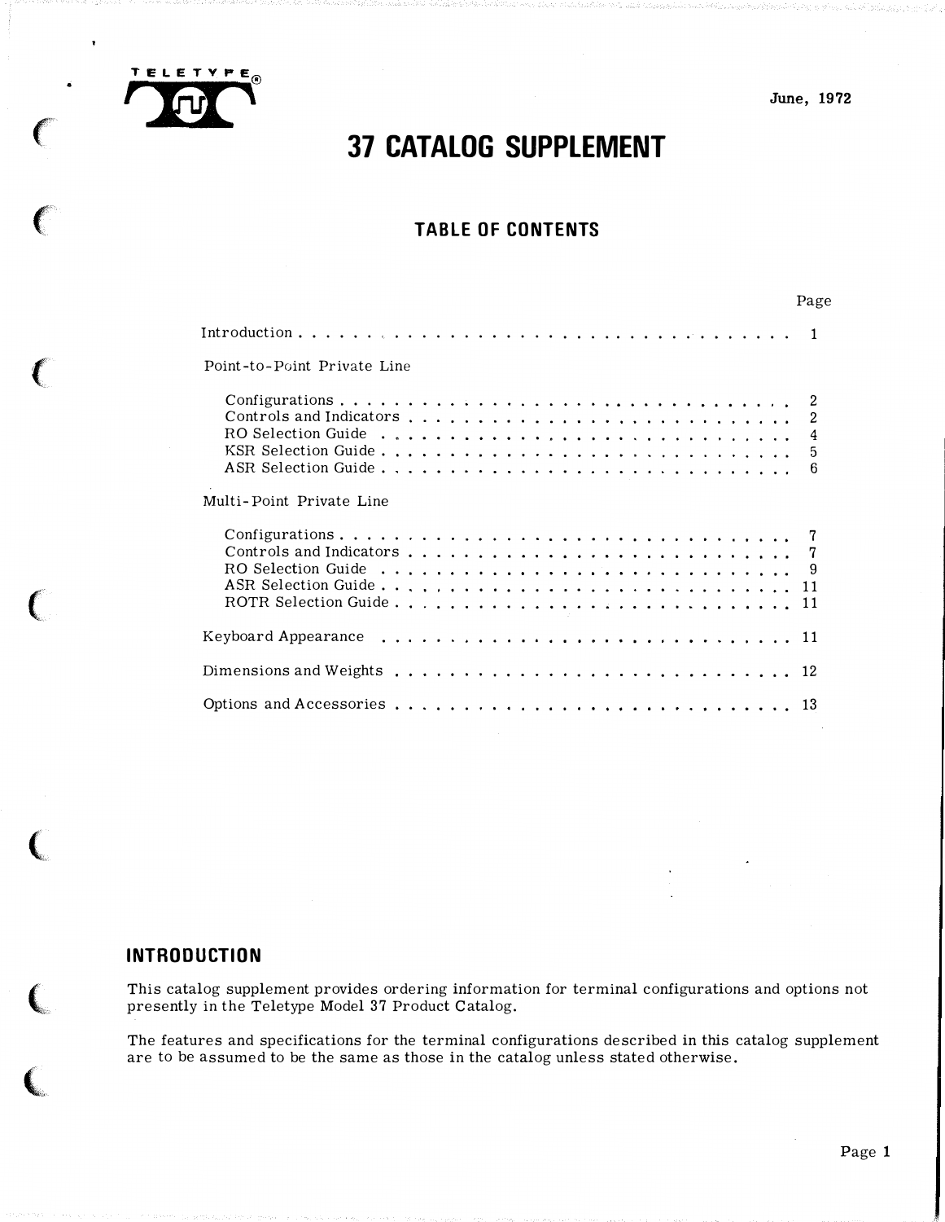TELETYPE®

June, 1972

# 37 CATALOG SUPPLEMENT

## TABLE OF CONTENTS

| | Page |
|---|---|
| Introduction | 1 |
| Point-to-Point Private Line | |
| Configurations | 2 |
| Controls and Indicators | 2 |
| RO Selection Guide | 4 |
| KSR Selection Guide | 5 |
| ASR Selection Guide | 6 |
| Multi-Point Private Line | |
| Configurations | 7 |
| Controls and Indicators | 7 |
| RO Selection Guide | 9 |
| ASR Selection Guide | 11 |
| ROTR Selection Guide | 11 |
| Keyboard Appearance | 11 |
| Dimensions and Weights | 12 |
| Options and Accessories | 13 |

## INTRODUCTION

This catalog supplement provides ordering information for terminal configurations and options not presently in the Teletype Model 37 Product Catalog.

The features and specifications for the terminal configurations described in this catalog supplement are to be assumed to be the same as those in the catalog unless stated otherwise.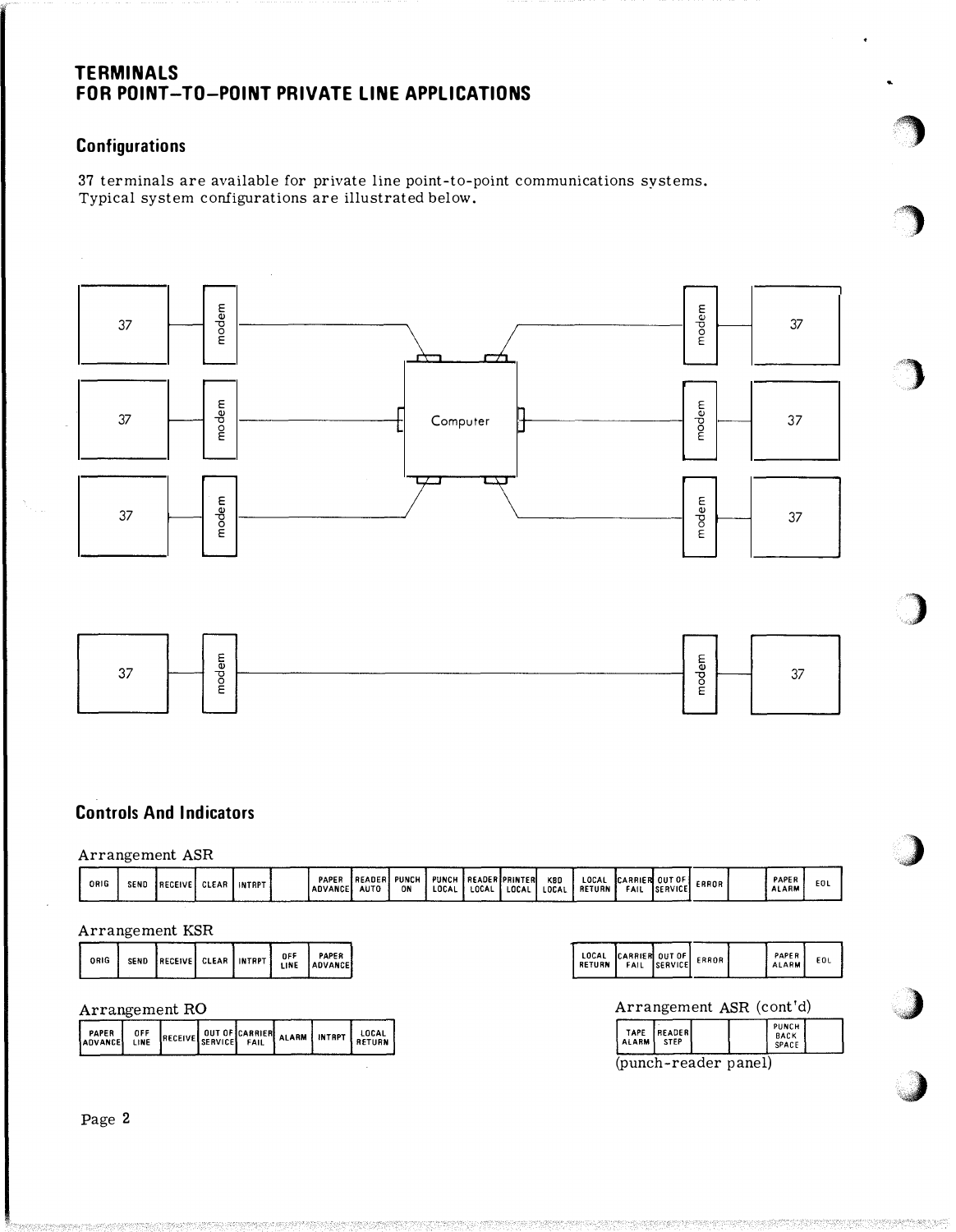# TERMINALS FOR POINT-TO-POINT PRIVATE LINE APPLICATIONS

## Configurations

37 terminals are available for private line point-to-point communications systems. Typical system configurations are illustrated below.

## Controls And Indicators

Arrangement ASR

| ORIG | SEND | RECEIVE | CLEAR | INTRPT | | PAPER ADVANCE | READER AUTO | PUNCH ON | PUNCH LOCAL | READER LOCAL | PRINTER LOCAL | KBD LOCAL | LOCAL RETURN | CARRIER FAIL | OUT OF SERVICE | ERROR | | PAPER ALARM | EOL |
|---|---|---|---|---|---|---|---|---|---|---|---|---|---|---|---|---|---|---|---|

Arrangement KSR

| ORIG | SEND | RECEIVE | CLEAR | INTRPT | OFF LINE | PAPER ADVANCE | LOCAL RETURN | CARRIER FAIL | OUT OF SERVICE | ERROR | | PAPER ALARM | EOL |
|---|---|---|---|---|---|---|---|---|---|---|---|---|---|

Arrangement RO

| PAPER ADVANCE | OFF LINE | RECEIVE | OUT OF SERVICE | CARRIER FAIL | ALARM | INTRPT | LOCAL RETURN |
|---|---|---|---|---|---|---|---|

Arrangement ASR (cont'd)

| TAPE ALARM | READER STEP | | | PUNCH BACK SPACE | |
|---|---|---|---|---|---|

(punch-reader panel)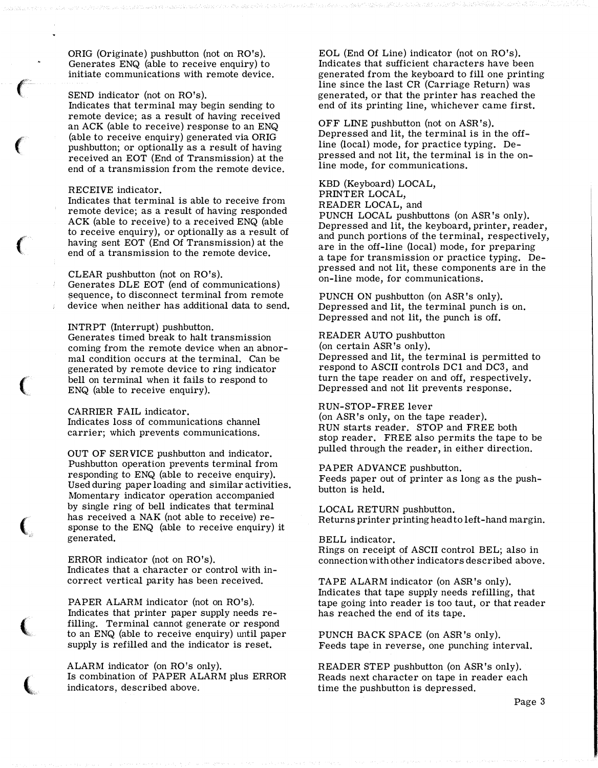ORIG (Originate) pushbutton (not on RO's).
Generates ENQ (able to receive enquiry) to initiate communications with remote device.

SEND indicator (not on RO's).
Indicates that terminal may begin sending to remote device; as a result of having received an ACK (able to receive) response to an ENQ (able to receive enquiry) generated via ORIG pushbutton; or optionally as a result of having received an EOT (End of Transmission) at the end of a transmission from the remote device.

RECEIVE indicator.
Indicates that terminal is able to receive from remote device; as a result of having responded ACK (able to receive) to a received ENQ (able to receive enquiry), or optionally as a result of having sent EOT (End Of Transmission) at the end of a transmission to the remote device.

CLEAR pushbutton (not on RO's).
Generates DLE EOT (end of communications) sequence, to disconnect terminal from remote device when neither has additional data to send.

INTRPT (Interrupt) pushbutton.
Generates timed break to halt transmission coming from the remote device when an abnormal condition occurs at the terminal. Can be generated by remote device to ring indicator bell on terminal when it fails to respond to ENQ (able to receive enquiry).

CARRIER FAIL indicator.
Indicates loss of communications channel carrier; which prevents communications.

OUT OF SERVICE pushbutton and indicator.
Pushbutton operation prevents terminal from responding to ENQ (able to receive enquiry). Used during paper loading and similar activities. Momentary indicator operation accompanied by single ring of bell indicates that terminal has received a NAK (not able to receive) response to the ENQ (able to receive enquiry) it generated.

ERROR indicator (not on RO's).
Indicates that a character or control with incorrect vertical parity has been received.

PAPER ALARM indicator (not on RO's).
Indicates that printer paper supply needs refilling. Terminal cannot generate or respond to an ENQ (able to receive enquiry) until paper supply is refilled and the indicator is reset.

ALARM indicator (on RO's only).
Is combination of PAPER ALARM plus ERROR indicators, described above.

EOL (End Of Line) indicator (not on RO's).
Indicates that sufficient characters have been generated from the keyboard to fill one printing line since the last CR (Carriage Return) was generated, or that the printer has reached the end of its printing line, whichever came first.

OFF LINE pushbutton (not on ASR's).
Depressed and lit, the terminal is in the off-line (local) mode, for practice typing. Depressed and not lit, the terminal is in the on-line mode, for communications.

KBD (Keyboard) LOCAL,
PRINTER LOCAL,
READER LOCAL, and
PUNCH LOCAL pushbuttons (on ASR's only).
Depressed and lit, the keyboard, printer, reader, and punch portions of the terminal, respectively, are in the off-line (local) mode, for preparing a tape for transmission or practice typing. Depressed and not lit, these components are in the on-line mode, for communications.

PUNCH ON pushbutton (on ASR's only).
Depressed and lit, the terminal punch is on. Depressed and not lit, the punch is off.

READER AUTO pushbutton
(on certain ASR's only).
Depressed and lit, the terminal is permitted to respond to ASCII controls DC1 and DC3, and turn the tape reader on and off, respectively. Depressed and not lit prevents response.

RUN-STOP-FREE lever
(on ASR's only, on the tape reader).
RUN starts reader. STOP and FREE both stop reader. FREE also permits the tape to be pulled through the reader, in either direction.

PAPER ADVANCE pushbutton.
Feeds paper out of printer as long as the pushbutton is held.

LOCAL RETURN pushbutton.
Returns printer printing head to left-hand margin.

BELL indicator.
Rings on receipt of ASCII control BEL; also in connection with other indicators described above.

TAPE ALARM indicator (on ASR's only).
Indicates that tape supply needs refilling, that tape going into reader is too taut, or that reader has reached the end of its tape.

PUNCH BACK SPACE (on ASR's only).
Feeds tape in reverse, one punching interval.

READER STEP pushbutton (on ASR's only).
Reads next character on tape in reader each time the pushbutton is depressed.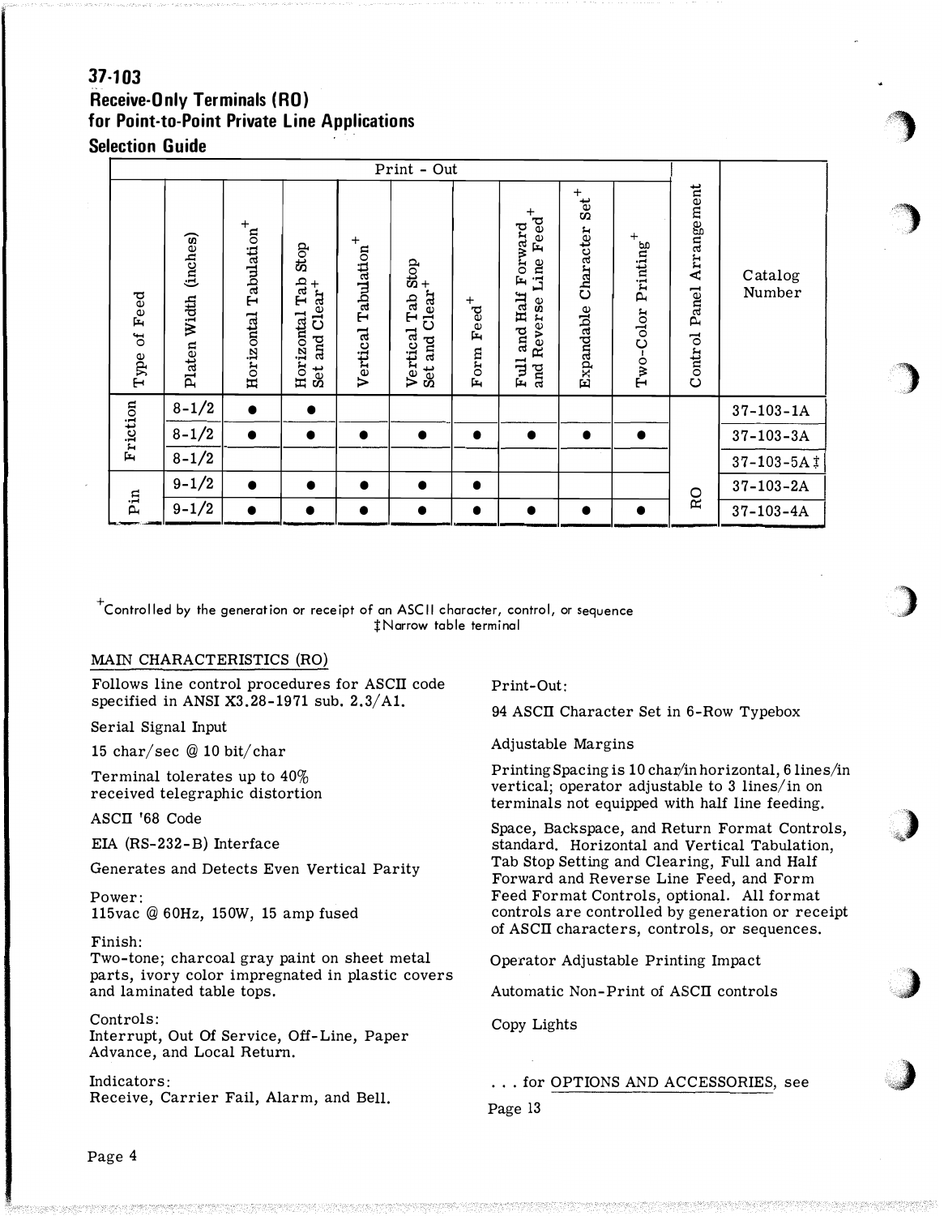## 37-103
## Receive-Only Terminals (RO) for Point-to-Point Private Line Applications
### Selection Guide

| Type of Feed | Platen Width (inches) | Print - Out: Horizontal Tabulation+ | Horizontal Tab Stop Set and Clear+ | Vertical Tabulation+ | Vertical Tab Stop Set and Clear+ | Form Feed+ | Full and Half Forward and Reverse Line Feed+ | Expandable Character Set+ | Two-Color Printing+ | Control Panel Arrangement | Catalog Number |
|---|---|---|---|---|---|---|---|---|---|---|---|
| Friction | 8-1/2 | ● | ● | | | | | | | RO | 37-103-1A |
| Friction | 8-1/2 | ● | ● | ● | ● | ● | ● | ● | ● | RO | 37-103-3A |
| Friction | 8-1/2 | | | | | | | | | RO | 37-103-5A ‡ |
| Pin | 9-1/2 | ● | ● | ● | ● | ● | | | | RO | 37-103-2A |
| Pin | 9-1/2 | ● | ● | ● | ● | ● | ● | ● | ● | RO | 37-103-4A |

+Controlled by the generation or receipt of an ASCII character, control, or sequence
‡Narrow table terminal

MAIN CHARACTERISTICS (RO)

Follows line control procedures for ASCII code specified in ANSI X3.28-1971 sub. 2.3/A1.

Serial Signal Input

15 char/sec @ 10 bit/char

Terminal tolerates up to 40% received telegraphic distortion

ASCII '68 Code

EIA (RS-232-B) Interface

Generates and Detects Even Vertical Parity

Power:
115vac @ 60Hz, 150W, 15 amp fused

Finish:
Two-tone; charcoal gray paint on sheet metal parts, ivory color impregnated in plastic covers and laminated table tops.

Controls:
Interrupt, Out Of Service, Off-Line, Paper Advance, and Local Return.

Indicators:
Receive, Carrier Fail, Alarm, and Bell.

Print-Out:

94 ASCII Character Set in 6-Row Typebox

Adjustable Margins

Printing Spacing is 10 char/in horizontal, 6 lines/in vertical; operator adjustable to 3 lines/in on terminals not equipped with half line feeding.

Space, Backspace, and Return Format Controls, standard. Horizontal and Vertical Tabulation, Tab Stop Setting and Clearing, Full and Half Forward and Reverse Line Feed, and Form Feed Format Controls, optional. All format controls are controlled by generation or receipt of ASCII characters, controls, or sequences.

Operator Adjustable Printing Impact

Automatic Non-Print of ASCII controls

Copy Lights

. . . for OPTIONS AND ACCESSORIES, see Page 13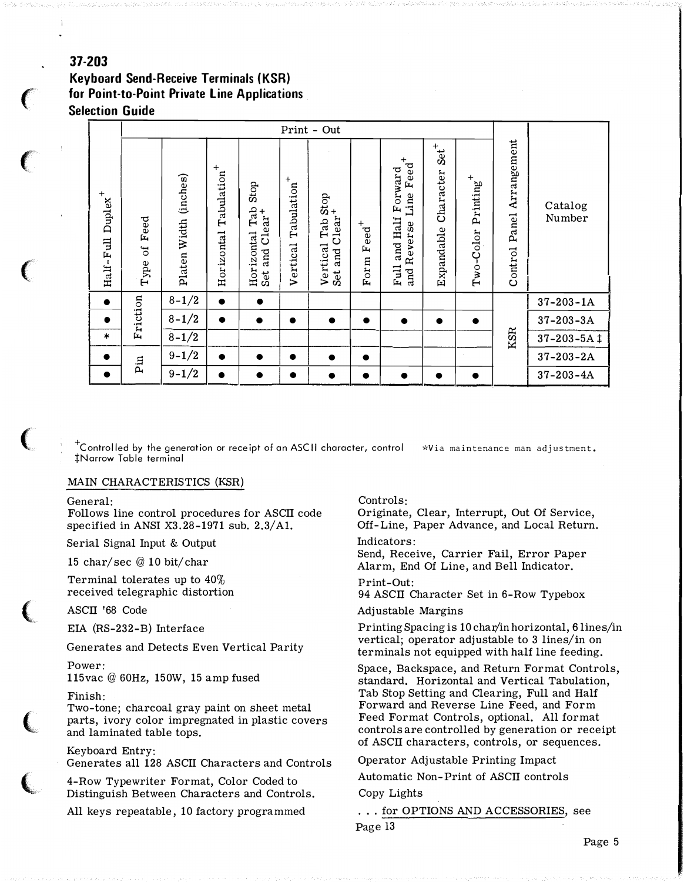# 37-203

## Keyboard Send-Receive Terminals (KSR) for Point-to-Point Private Line Applications

### Selection Guide

| Half-Full Duplex+ | Print - Out | | | | | | | | | | | Control Panel Arrangement | Catalog Number |
|---|---|---|---|---|---|---|---|---|---|---|---|---|---|
| | Type of Feed | Platen Width (inches) | Horizontal Tabulation+ | Horizontal Tab Stop Set and Clear+ | Vertical Tabulation+ | Vertical Tab Stop Set and Clear+ | Form Feed+ | Full and Half Forward and Reverse Line Feed+ | Expandable Character Set+ | Two-Color Printing+ | | | |
| ● | Friction | 8-1/2 | ● | ● | | | | | | | | KSR | 37-203-1A |
| ● | Friction | 8-1/2 | ● | ● | ● | ● | ● | ● | ● | ● | | KSR | 37-203-3A |
| * | Friction | 8-1/2 | | | | | | | | | | KSR | 37-203-5A ‡ |
| ● | Pin | 9-1/2 | ● | ● | ● | ● | ● | | | | | KSR | 37-203-2A |
| ● | Pin | 9-1/2 | ● | ● | ● | ● | ● | ● | ● | ● | | KSR | 37-203-4A |

+Controlled by the generation or receipt of an ASCII character, control  *Via maintenance man adjustment.
‡Narrow Table terminal

MAIN CHARACTERISTICS (KSR)

General:
Follows line control procedures for ASCII code specified in ANSI X3.28-1971 sub. 2.3/A1.

Serial Signal Input & Output

15 char/sec @ 10 bit/char

Terminal tolerates up to 40% received telegraphic distortion

ASCII '68 Code

EIA (RS-232-B) Interface

Generates and Detects Even Vertical Parity

Power:
115vac @ 60Hz, 150W, 15 amp fused

Finish:
Two-tone; charcoal gray paint on sheet metal parts, ivory color impregnated in plastic covers and laminated table tops.

Keyboard Entry:
Generates all 128 ASCII Characters and Controls

4-Row Typewriter Format, Color Coded to Distinguish Between Characters and Controls.

All keys repeatable, 10 factory programmed

Controls:
Originate, Clear, Interrupt, Out Of Service, Off-Line, Paper Advance, and Local Return.

Indicators:
Send, Receive, Carrier Fail, Error Paper Alarm, End Of Line, and Bell Indicator.

Print-Out:
94 ASCII Character Set in 6-Row Typebox

Adjustable Margins

Printing Spacing is 10 char/in horizontal, 6 lines/in vertical; operator adjustable to 3 lines/in on terminals not equipped with half line feeding.

Space, Backspace, and Return Format Controls, standard. Horizontal and Vertical Tabulation, Tab Stop Setting and Clearing, Full and Half Forward and Reverse Line Feed, and Form Feed Format Controls, optional. All format controls are controlled by generation or receipt of ASCII characters, controls, or sequences.

Operator Adjustable Printing Impact

Automatic Non-Print of ASCII controls

Copy Lights

. . . for OPTIONS AND ACCESSORIES, see Page 13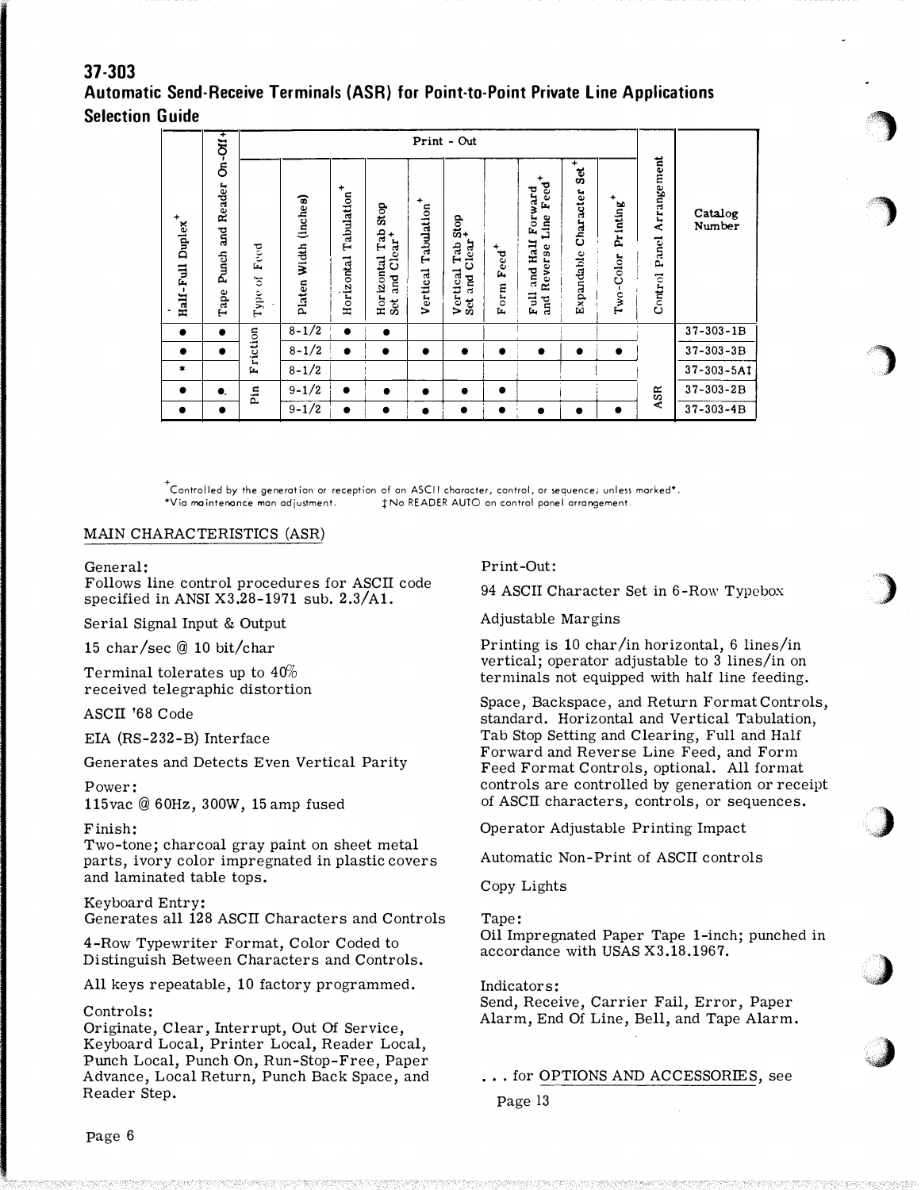# 37-303

## Automatic Send-Receive Terminals (ASR) for Point-to-Point Private Line Applications

## Selection Guide

| Half-Full Duplex+ | Tape Punch and Reader On-Off+ | Print - Out | | | | | | | | | | Control Panel Arrangement | Catalog Number |
|---|---|---|---|---|---|---|---|---|---|---|---|---|---|
| | | Type of Feed | Platen Width (inches) | Horizontal Tabulation+ | Horizontal Tab Stop Set and Clear+ | Vertical Tabulation+ | Vertical Tab Stop Set and Clear+ | Form Feed+ | Full and Half Forward and Reverse Line Feed+ | Expandable Character Set+ | Two-Color Printing+ | | |
| ● | ● | Friction | 8-1/2 | ● | ● | | | | | | | ASR | 37-303-1B |
| ● | ● | Friction | 8-1/2 | ● | ● | ● | ● | ● | ● | ● | ● | ASR | 37-303-3B |
| * | | Friction | 8-1/2 | | | | | | | | | ASR | 37-303-5A‡ |
| ● | ● | Pin | 9-1/2 | ● | ● | ● | ● | ● | | | | ASR | 37-303-2B |
| ● | ● | Pin | 9-1/2 | ● | ● | ● | ● | ● | ● | ● | ● | ASR | 37-303-4B |

+Controlled by the generation or reception of an ASCII character, control, or sequence; unless marked*.
*Via maintenance man adjustment. ‡No READER AUTO on control panel arrangement.

### MAIN CHARACTERISTICS (ASR)

General:
Follows line control procedures for ASCII code specified in ANSI X3.28-1971 sub. 2.3/A1.

Serial Signal Input & Output

15 char/sec @ 10 bit/char

Terminal tolerates up to 40% received telegraphic distortion

ASCII '68 Code

EIA (RS-232-B) Interface

Generates and Detects Even Vertical Parity

Power:
115vac @ 60Hz, 300W, 15 amp fused

Finish:
Two-tone; charcoal gray paint on sheet metal parts, ivory color impregnated in plastic covers and laminated table tops.

Keyboard Entry:
Generates all 128 ASCII Characters and Controls

4-Row Typewriter Format, Color Coded to Distinguish Between Characters and Controls.

All keys repeatable, 10 factory programmed.

Controls:
Originate, Clear, Interrupt, Out Of Service, Keyboard Local, Printer Local, Reader Local, Punch Local, Punch On, Run-Stop-Free, Paper Advance, Local Return, Punch Back Space, and Reader Step.

Print-Out:

94 ASCII Character Set in 6-Row Typebox

Adjustable Margins

Printing is 10 char/in horizontal, 6 lines/in vertical; operator adjustable to 3 lines/in on terminals not equipped with half line feeding.

Space, Backspace, and Return Format Controls, standard. Horizontal and Vertical Tabulation, Tab Stop Setting and Clearing, Full and Half Forward and Reverse Line Feed, and Form Feed Format Controls, optional. All format controls are controlled by generation or receipt of ASCII characters, controls, or sequences.

Operator Adjustable Printing Impact

Automatic Non-Print of ASCII controls

Copy Lights

Tape:
Oil Impregnated Paper Tape 1-inch; punched in accordance with USAS X3.18.1967.

Indicators:
Send, Receive, Carrier Fail, Error, Paper Alarm, End Of Line, Bell, and Tape Alarm.

. . . for OPTIONS AND ACCESSORIES, see Page 13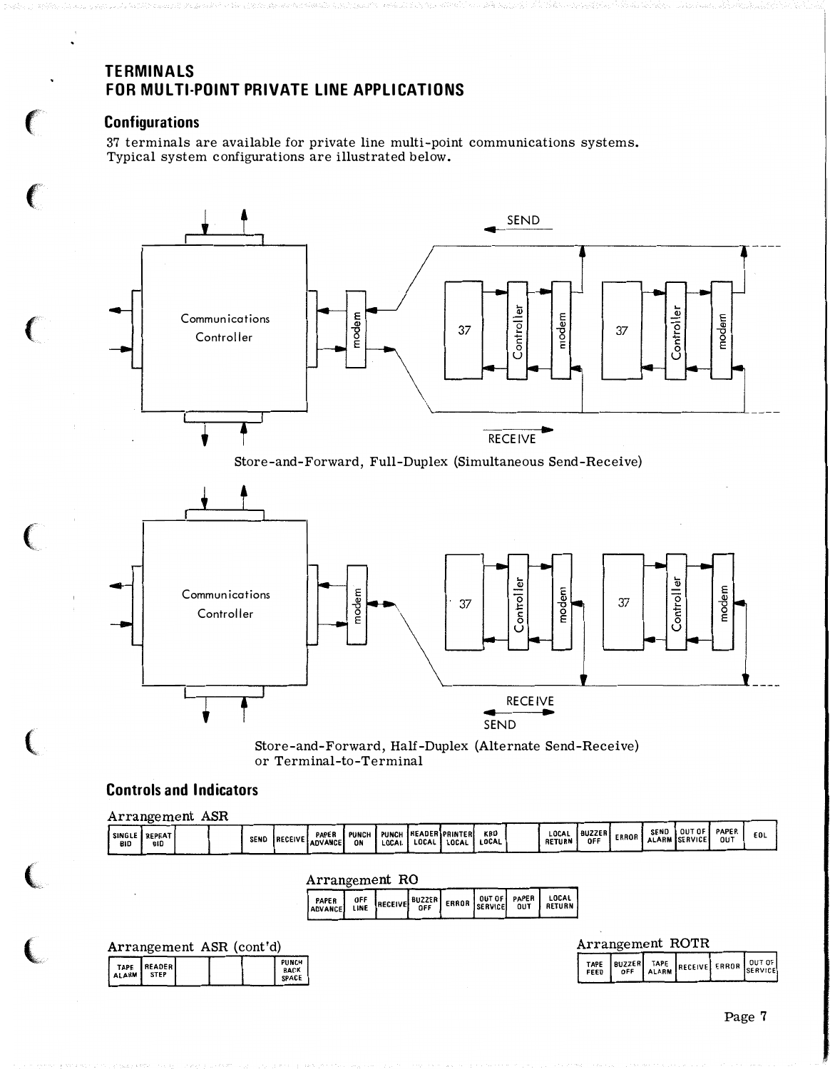# TERMINALS
# FOR MULTI-POINT PRIVATE LINE APPLICATIONS

## Configurations

37 terminals are available for private line multi-point communications systems. Typical system configurations are illustrated below.

Store-and-Forward, Full-Duplex (Simultaneous Send-Receive)

Store-and-Forward, Half-Duplex (Alternate Send-Receive) or Terminal-to-Terminal

## Controls and Indicators

Arrangement ASR

| SINGLE BID | REPEAT BID | | | SEND | RECEIVE | PAPER ADVANCE | PUNCH ON | PUNCH LOCAL | READER LOCAL | PRINTER LOCAL | KBD LOCAL | | LOCAL RETURN | BUZZER OFF | ERROR | SEND ALARM | OUT OF SERVICE | PAPER OUT | EOL |
|---|---|---|---|---|---|---|---|---|---|---|---|---|---|---|---|---|---|---|---|

Arrangement RO

| PAPER ADVANCE | OFF LINE | RECEIVE | BUZZER OFF | ERROR | OUT OF SERVICE | PAPER OUT | LOCAL RETURN |
|---|---|---|---|---|---|---|---|

Arrangement ASR (cont'd)

| TAPE ALARM | READER STEP | | | | PUNCH BACK SPACE |
|---|---|---|---|---|---|

Arrangement ROTR

| TAPE FEED | BUZZER OFF | TAPE ALARM | RECEIVE | ERROR | OUT OF SERVICE |
|---|---|---|---|---|---|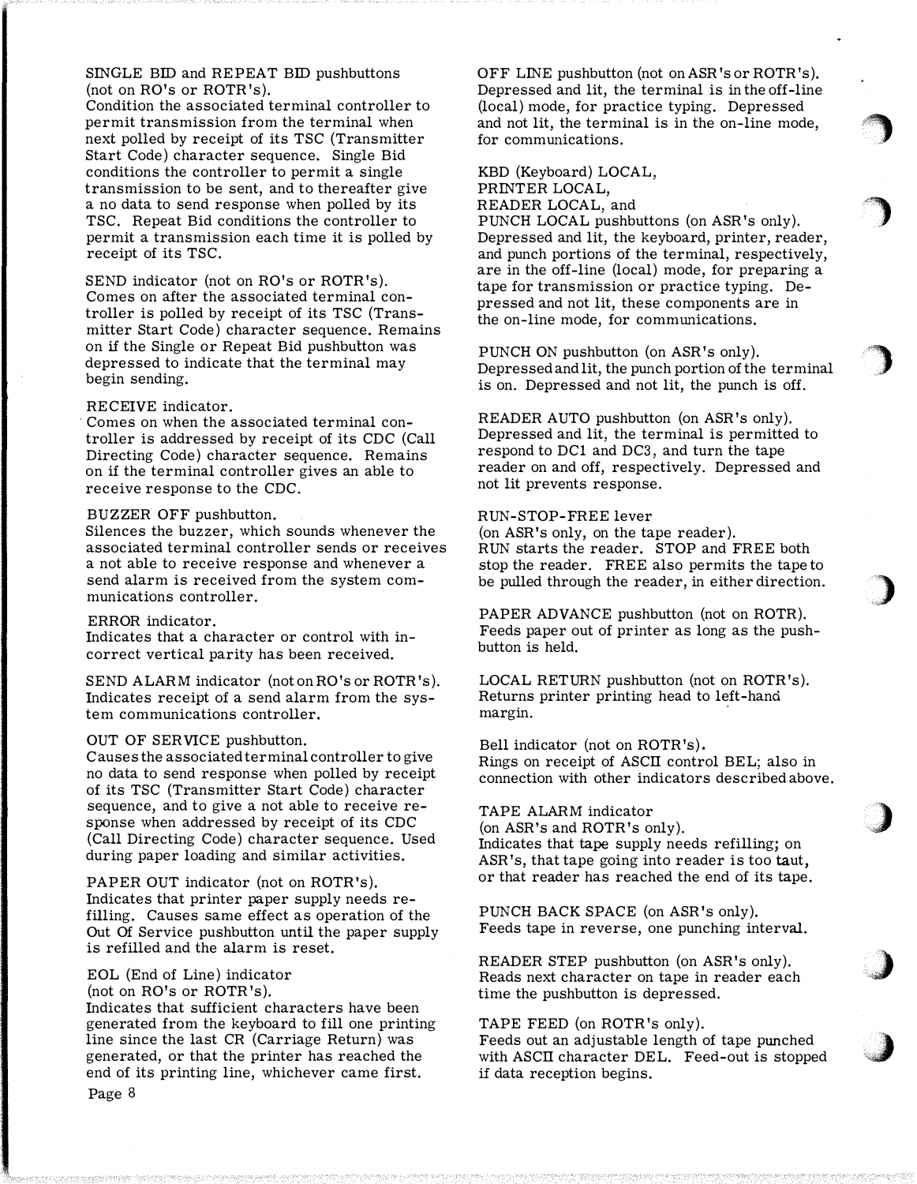SINGLE BID and REPEAT BID pushbuttons (not on RO's or ROTR's).
Condition the associated terminal controller to permit transmission from the terminal when next polled by receipt of its TSC (Transmitter Start Code) character sequence. Single Bid conditions the controller to permit a single transmission to be sent, and to thereafter give a no data to send response when polled by its TSC. Repeat Bid conditions the controller to permit a transmission each time it is polled by receipt of its TSC.

SEND indicator (not on RO's or ROTR's).
Comes on after the associated terminal controller is polled by receipt of its TSC (Transmitter Start Code) character sequence. Remains on if the Single or Repeat Bid pushbutton was depressed to indicate that the terminal may begin sending.

RECEIVE indicator.
Comes on when the associated terminal controller is addressed by receipt of its CDC (Call Directing Code) character sequence. Remains on if the terminal controller gives an able to receive response to the CDC.

BUZZER OFF pushbutton.
Silences the buzzer, which sounds whenever the associated terminal controller sends or receives a not able to receive response and whenever a send alarm is received from the system communications controller.

ERROR indicator.
Indicates that a character or control with incorrect vertical parity has been received.

SEND ALARM indicator (not on RO's or ROTR's).
Indicates receipt of a send alarm from the system communications controller.

OUT OF SERVICE pushbutton.
Causes the associated terminal controller to give no data to send response when polled by receipt of its TSC (Transmitter Start Code) character sequence, and to give a not able to receive response when addressed by receipt of its CDC (Call Directing Code) character sequence. Used during paper loading and similar activities.

PAPER OUT indicator (not on ROTR's).
Indicates that printer paper supply needs refilling. Causes same effect as operation of the Out Of Service pushbutton until the paper supply is refilled and the alarm is reset.

EOL (End of Line) indicator
(not on RO's or ROTR's).
Indicates that sufficient characters have been generated from the keyboard to fill one printing line since the last CR (Carriage Return) was generated, or that the printer has reached the end of its printing line, whichever came first.

OFF LINE pushbutton (not on ASR's or ROTR's).
Depressed and lit, the terminal is in the off-line (local) mode, for practice typing. Depressed and not lit, the terminal is in the on-line mode, for communications.

KBD (Keyboard) LOCAL,
PRINTER LOCAL,
READER LOCAL, and
PUNCH LOCAL pushbuttons (on ASR's only).
Depressed and lit, the keyboard, printer, reader, and punch portions of the terminal, respectively, are in the off-line (local) mode, for preparing a tape for transmission or practice typing. Depressed and not lit, these components are in the on-line mode, for communications.

PUNCH ON pushbutton (on ASR's only).
Depressed and lit, the punch portion of the terminal is on. Depressed and not lit, the punch is off.

READER AUTO pushbutton (on ASR's only).
Depressed and lit, the terminal is permitted to respond to DC1 and DC3, and turn the tape reader on and off, respectively. Depressed and not lit prevents response.

RUN-STOP-FREE lever
(on ASR's only, on the tape reader).
RUN starts the reader. STOP and FREE both stop the reader. FREE also permits the tape to be pulled through the reader, in either direction.

PAPER ADVANCE pushbutton (not on ROTR).
Feeds paper out of printer as long as the pushbutton is held.

LOCAL RETURN pushbutton (not on ROTR's).
Returns printer printing head to left-hand margin.

Bell indicator (not on ROTR's).
Rings on receipt of ASCII control BEL; also in connection with other indicators described above.

TAPE ALARM indicator
(on ASR's and ROTR's only).
Indicates that tape supply needs refilling; on ASR's, that tape going into reader is too taut, or that reader has reached the end of its tape.

PUNCH BACK SPACE (on ASR's only).
Feeds tape in reverse, one punching interval.

READER STEP pushbutton (on ASR's only).
Reads next character on tape in reader each time the pushbutton is depressed.

TAPE FEED (on ROTR's only).
Feeds out an adjustable length of tape punched with ASCII character DEL. Feed-out is stopped if data reception begins.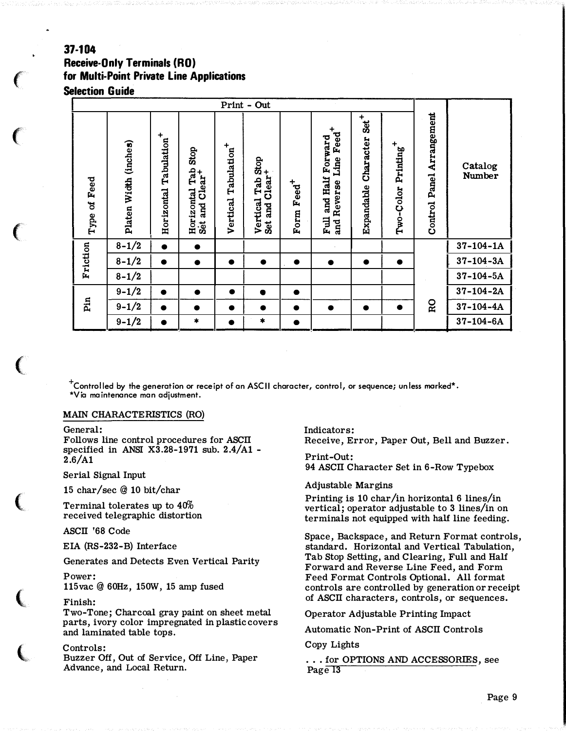## 37-104

## Receive-Only Terminals (RO) for Multi-Point Private Line Applications

### Selection Guide

| | | Print - Out | | | | | | | | | |
|---|---|---|---|---|---|---|---|---|---|---|---|
| Type of Feed | Platen Width (inches) | Horizontal Tabulation+ | Horizontal Tab Stop Set and Clear+ | Vertical Tabulation+ | Vertical Tab Stop Set and Clear+ | Form Feed+ | Full and Half Forward and Reverse Line Feed+ | Expandable Character Set+ | Two-Color Printing+ | Control Panel Arrangement | Catalog Number |
| Friction | 8-1/2 | ● | ● | | | | | | | RO | 37-104-1A |
| | 8-1/2 | ● | ● | ● | ● | ● | ● | ● | ● | | 37-104-3A |
| | 8-1/2 | | | | | | | | | | 37-104-5A |
| Pin | 9-1/2 | ● | ● | ● | ● | ● | | | | | 37-104-2A |
| | 9-1/2 | ● | ● | ● | ● | ● | ● | ● | ● | | 37-104-4A |
| | 9-1/2 | ● | * | ● | * | ● | | | | | 37-104-6A |

+Controlled by the generation or receipt of an ASCII character, control, or sequence; unless marked*.
*Via maintenance man adjustment.

MAIN CHARACTERISTICS (RO)

General:
Follows line control procedures for ASCII specified in ANSI X3.28-1971 sub. 2.4/A1 - 2.6/A1

Serial Signal Input

15 char/sec @ 10 bit/char

Terminal tolerates up to 40% received telegraphic distortion

ASCII '68 Code

EIA (RS-232-B) Interface

Generates and Detects Even Vertical Parity

Power:
115vac @ 60Hz, 150W, 15 amp fused

Finish:
Two-Tone; Charcoal gray paint on sheet metal parts, ivory color impregnated in plastic covers and laminated table tops.

Controls:
Buzzer Off, Out of Service, Off Line, Paper Advance, and Local Return.

Indicators:
Receive, Error, Paper Out, Bell and Buzzer.

Print-Out:
94 ASCII Character Set in 6-Row Typebox

Adjustable Margins

Printing is 10 char/in horizontal 6 lines/in vertical; operator adjustable to 3 lines/in on terminals not equipped with half line feeding.

Space, Backspace, and Return Format controls, standard. Horizontal and Vertical Tabulation, Tab Stop Setting, and Clearing, Full and Half Forward and Reverse Line Feed, and Form Feed Format Controls Optional. All format controls are controlled by generation or receipt of ASCII characters, controls, or sequences.

Operator Adjustable Printing Impact

Automatic Non-Print of ASCII Controls

Copy Lights

. . . for OPTIONS AND ACCESSORIES, see Page 13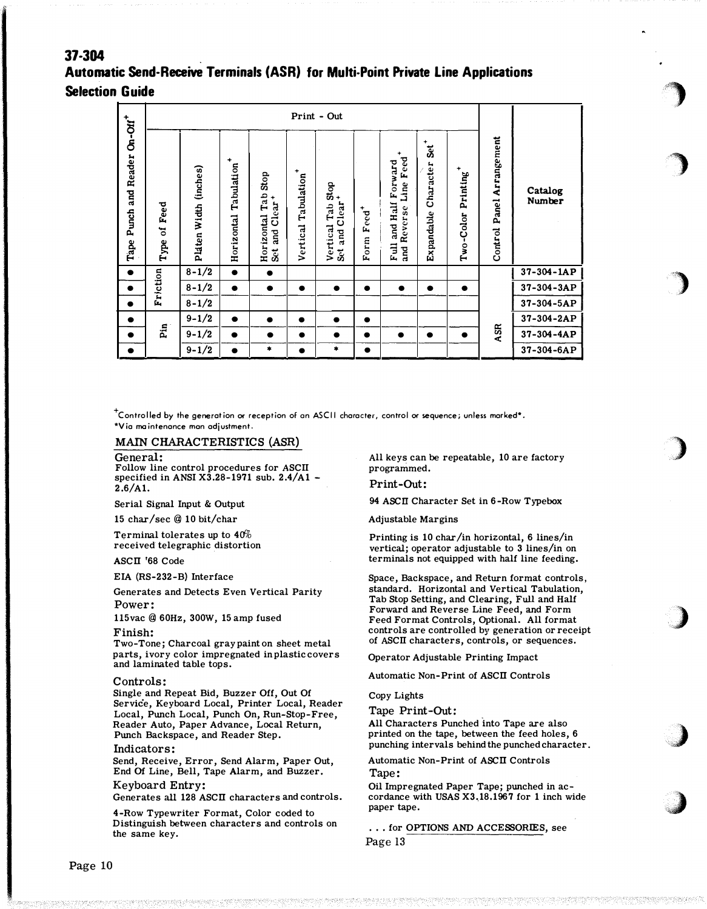## 37-304

# Automatic Send-Receive Terminals (ASR) for Multi-Point Private Line Applications

## Selection Guide

| Tape Punch and Reader On-Off+ | Print - Out | | | | | | | | | | Control Panel Arrangement | Catalog Number |
|---|---|---|---|---|---|---|---|---|---|---|---|---|
| | Type of Feed | Platen Width (inches) | Horizontal Tabulation+ | Horizontal Tab Stop Set and Clear+ | Vertical Tabulation+ | Vertical Tab Stop Set and Clear+ | Form Feed+ | Full and Half Forward and Reverse Line Feed+ | Expandable Character Set+ | Two-Color Printing+ | | |
| ● | Friction | 8-1/2 | ● | ● | | | | | | | ASR | 37-304-1AP |
| ● | Friction | 8-1/2 | ● | ● | ● | ● | ● | ● | ● | ● | ASR | 37-304-3AP |
| ● | Friction | 8-1/2 | | | | | | | | | ASR | 37-304-5AP |
| ● | Pin | 9-1/2 | ● | ● | ● | ● | ● | | | | ASR | 37-304-2AP |
| ● | Pin | 9-1/2 | ● | ● | ● | ● | ● | ● | ● | ● | ASR | 37-304-4AP |
| ● | Pin | 9-1/2 | ● | * | ● | * | ● | | | | ASR | 37-304-6AP |

+Controlled by the generation or reception of an ASCII character, control or sequence; unless marked*.
*Via maintenance man adjustment.

### MAIN CHARACTERISTICS (ASR)

**General:**
Follow line control procedures for ASCII specified in ANSI X3.28-1971 sub. 2.4/A1 - 2.6/A1.

Serial Signal Input & Output

15 char/sec @ 10 bit/char

Terminal tolerates up to 40% received telegraphic distortion

ASCII '68 Code

EIA (RS-232-B) Interface

Generates and Detects Even Vertical Parity

**Power:**
115vac @ 60Hz, 300W, 15 amp fused

**Finish:**
Two-Tone; Charcoal gray paint on sheet metal parts, ivory color impregnated in plastic covers and laminated table tops.

**Controls:**
Single and Repeat Bid, Buzzer Off, Out Of Service, Keyboard Local, Printer Local, Reader Local, Punch Local, Punch On, Run-Stop-Free, Reader Auto, Paper Advance, Local Return, Punch Backspace, and Reader Step.

**Indicators:**
Send, Receive, Error, Send Alarm, Paper Out, End Of Line, Bell, Tape Alarm, and Buzzer.

**Keyboard Entry:**
Generates all 128 ASCII characters and controls.

4-Row Typewriter Format, Color coded to Distinguish between characters and controls on the same key.

All keys can be repeatable, 10 are factory programmed.

**Print-Out:**

94 ASCII Character Set in 6-Row Typebox

Adjustable Margins

Printing is 10 char/in horizontal, 6 lines/in vertical; operator adjustable to 3 lines/in on terminals not equipped with half line feeding.

Space, Backspace, and Return format controls, standard. Horizontal and Vertical Tabulation, Tab Stop Setting, and Clearing, Full and Half Forward and Reverse Line Feed, and Form Feed Format Controls, Optional. All format controls are controlled by generation or receipt of ASCII characters, controls, or sequences.

Operator Adjustable Printing Impact

Automatic Non-Print of ASCII Controls

Copy Lights

**Tape Print-Out:**
All Characters Punched into Tape are also printed on the tape, between the feed holes, 6 punching intervals behind the punched character.

Automatic Non-Print of ASCII Controls

**Tape:**
Oil Impregnated Paper Tape; punched in accordance with USAS X3.18.1967 for 1 inch wide paper tape.

. . . for OPTIONS AND ACCESSORIES, see Page 13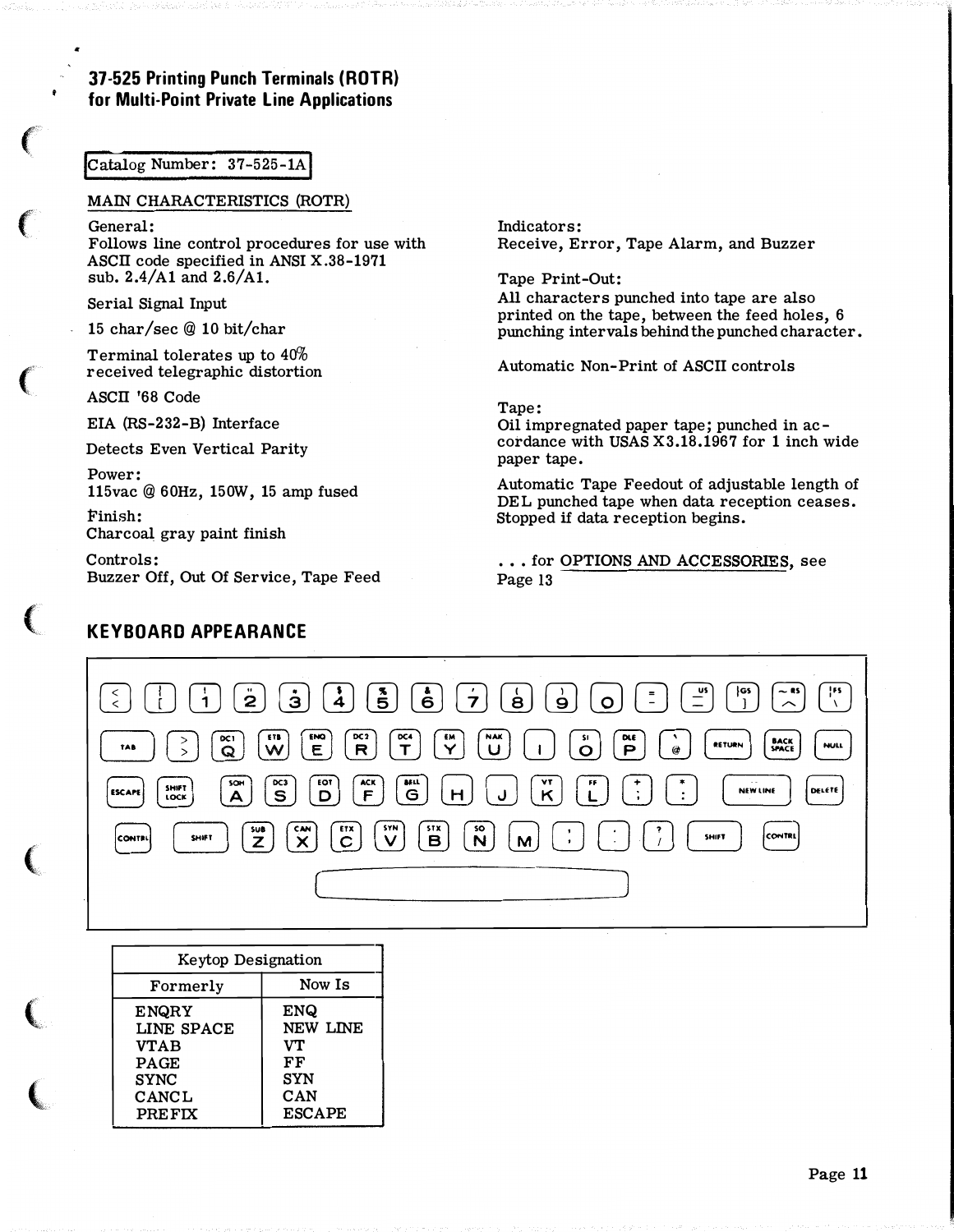## 37-525 Printing Punch Terminals (ROTR) for Multi-Point Private Line Applications

Catalog Number: 37-525-1A

MAIN CHARACTERISTICS (ROTR)

General:
Follows line control procedures for use with ASCII code specified in ANSI X.38-1971 sub. 2.4/A1 and 2.6/A1.

Serial Signal Input

15 char/sec @ 10 bit/char

Terminal tolerates up to 40% received telegraphic distortion

ASCII '68 Code

EIA (RS-232-B) Interface

Detects Even Vertical Parity

Power:
115vac @ 60Hz, 150W, 15 amp fused

Finish:
Charcoal gray paint finish

Controls:
Buzzer Off, Out Of Service, Tape Feed

Indicators:
Receive, Error, Tape Alarm, and Buzzer

Tape Print-Out:
All characters punched into tape are also printed on the tape, between the feed holes, 6 punching intervals behind the punched character.

Automatic Non-Print of ASCII controls

Tape:
Oil impregnated paper tape; punched in accordance with USAS X3.18.1967 for 1 inch wide paper tape.

Automatic Tape Feedout of adjustable length of DEL punched tape when data reception ceases. Stopped if data reception begins.

. . . for OPTIONS AND ACCESSORIES, see Page 13

## KEYBOARD APPEARANCE

| Keytop Designation | |
|---|---|
| Formerly | Now Is |
| ENQRY | ENQ |
| LINE SPACE | NEW LINE |
| VTAB | VT |
| PAGE | FF |
| SYNC | SYN |
| CANCL | CAN |
| PREFIX | ESCAPE |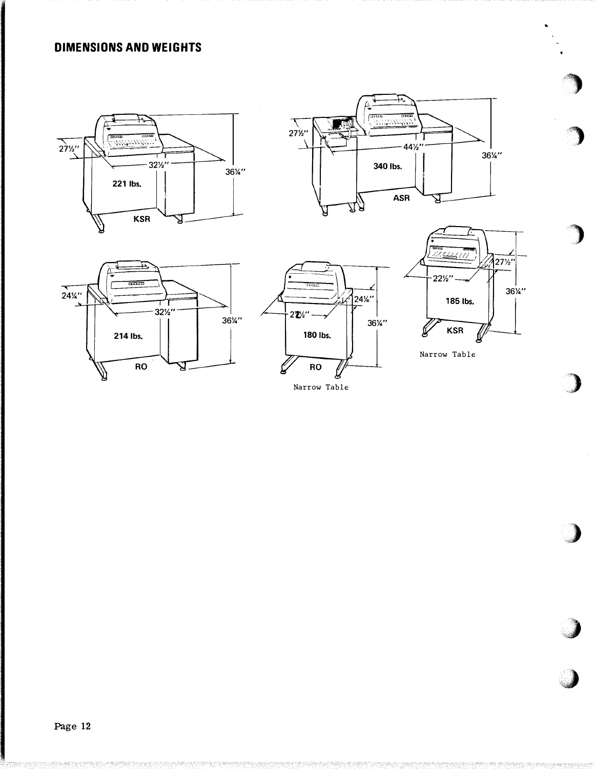# DIMENSIONS AND WEIGHTS

27½"

32½"

36¼"

221 lbs.

KSR

27½"

44½"

36¼"

340 lbs.

ASR

24¼"

32½"

36¼"

214 lbs.

RO

24¼"

22½"

36¼"

180 lbs.

RO

Narrow Table

27½"

22½"

36¼"

185 lbs.

KSR

Narrow Table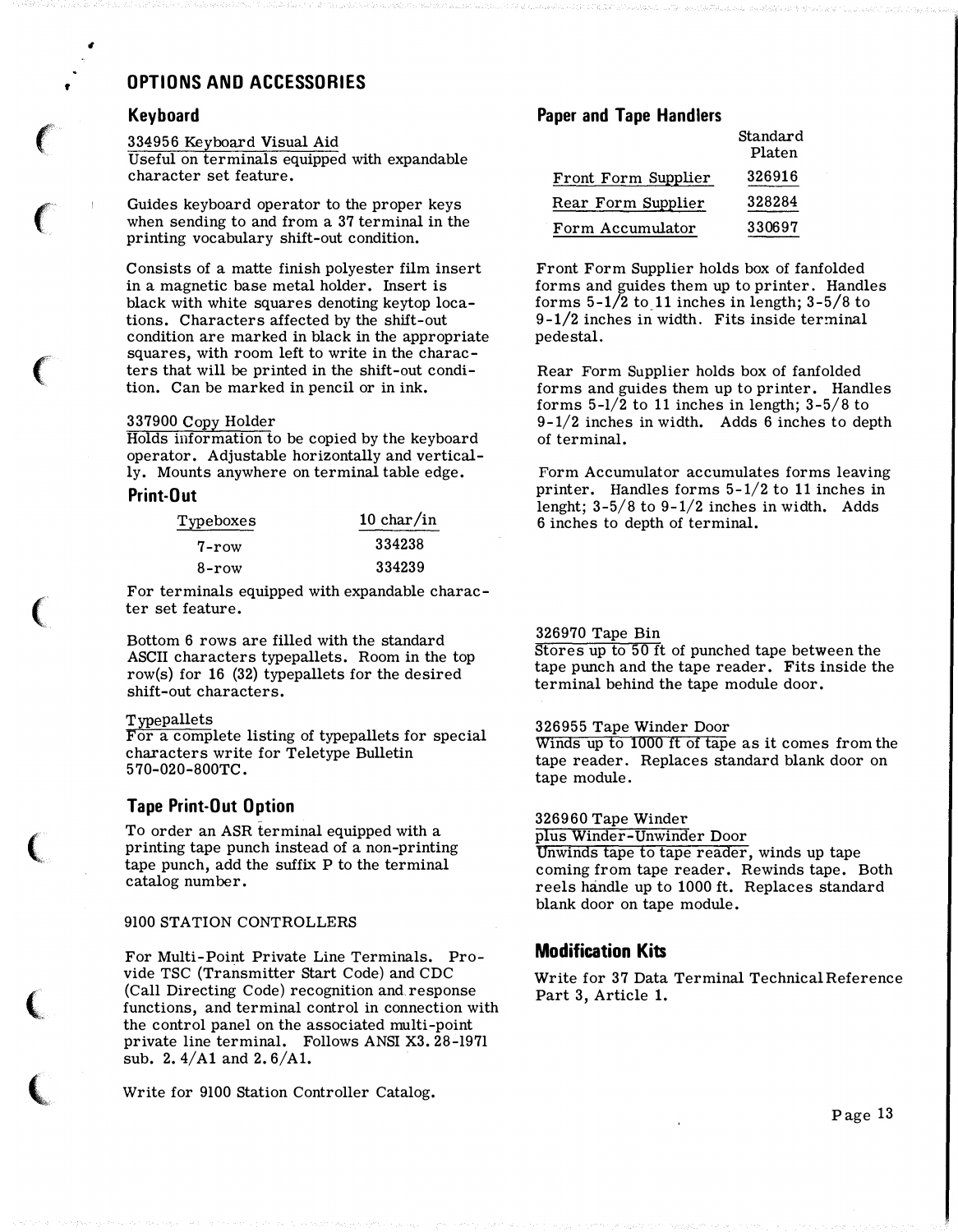# OPTIONS AND ACCESSORIES

## Keyboard

334956 Keyboard Visual Aid
Useful on terminals equipped with expandable character set feature.

Guides keyboard operator to the proper keys when sending to and from a 37 terminal in the printing vocabulary shift-out condition.

Consists of a matte finish polyester film insert in a magnetic base metal holder. Insert is black with white squares denoting keytop locations. Characters affected by the shift-out condition are marked in black in the appropriate squares, with room left to write in the characters that will be printed in the shift-out condition. Can be marked in pencil or in ink.

337900 Copy Holder
Holds information to be copied by the keyboard operator. Adjustable horizontally and vertically. Mounts anywhere on terminal table edge.

## Print-Out

| Typeboxes | 10 char/in |
|---|---|
| 7-row | 334238 |
| 8-row | 334239 |

For terminals equipped with expandable character set feature.

Bottom 6 rows are filled with the standard ASCII characters typepallets. Room in the top row(s) for 16 (32) typepallets for the desired shift-out characters.

Typepallets
For a complete listing of typepallets for special characters write for Teletype Bulletin 570-020-800TC.

## Tape Print-Out Option

To order an ASR terminal equipped with a printing tape punch instead of a non-printing tape punch, add the suffix P to the terminal catalog number.

9100 STATION CONTROLLERS

For Multi-Point Private Line Terminals. Provide TSC (Transmitter Start Code) and CDC (Call Directing Code) recognition and response functions, and terminal control in connection with the control panel on the associated multi-point private line terminal. Follows ANSI X3.28-1971 sub. 2.4/A1 and 2.6/A1.

Write for 9100 Station Controller Catalog.

## Paper and Tape Handlers

| | Standard Platen |
|---|---|
| Front Form Supplier | 326916 |
| Rear Form Supplier | 328284 |
| Form Accumulator | 330697 |

Front Form Supplier holds box of fanfolded forms and guides them up to printer. Handles forms 5-1/2 to 11 inches in length; 3-5/8 to 9-1/2 inches in width. Fits inside terminal pedestal.

Rear Form Supplier holds box of fanfolded forms and guides them up to printer. Handles forms 5-1/2 to 11 inches in length; 3-5/8 to 9-1/2 inches in width. Adds 6 inches to depth of terminal.

Form Accumulator accumulates forms leaving printer. Handles forms 5-1/2 to 11 inches in lenght; 3-5/8 to 9-1/2 inches in width. Adds 6 inches to depth of terminal.

326970 Tape Bin
Stores up to 50 ft of punched tape between the tape punch and the tape reader. Fits inside the terminal behind the tape module door.

326955 Tape Winder Door
Winds up to 1000 ft of tape as it comes from the tape reader. Replaces standard blank door on tape module.

326960 Tape Winder plus Winder-Unwinder Door
Unwinds tape to tape reader, winds up tape coming from tape reader. Rewinds tape. Both reels handle up to 1000 ft. Replaces standard blank door on tape module.

## Modification Kits

Write for 37 Data Terminal Technical Reference Part 3, Article 1.